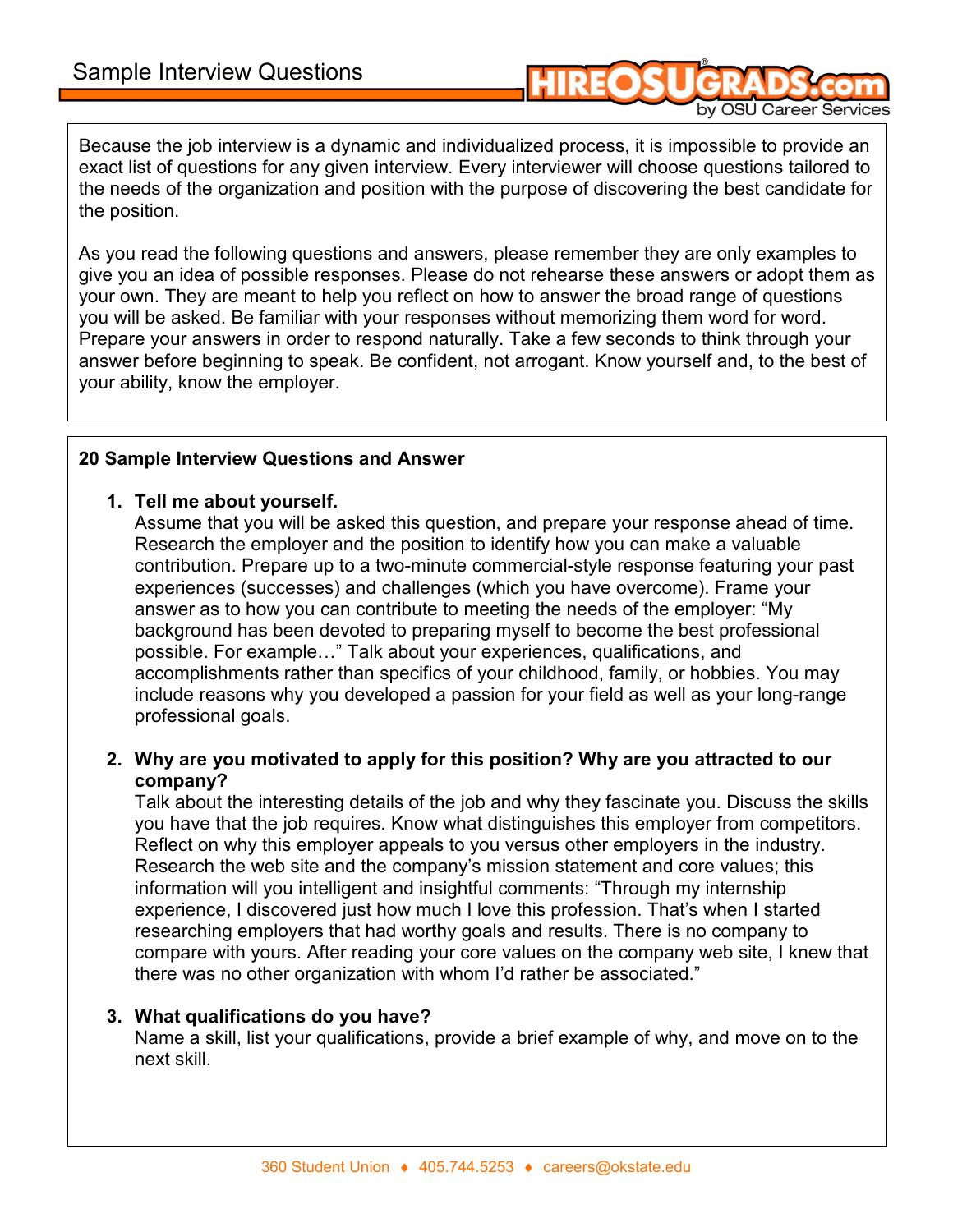# Sample Interview Questions

Because the job interview is a dynamic and individualized process, it is impossible to provide an exact list of questions for any given interview. Every interviewer will choose questions tailored to the needs of the organization and position with the purpose of discovering the best candidate for the position.

As you read the following questions and answers, please remember they are only examples to give you an idea of possible responses. Please do not rehearse these answers or adopt them as your own. They are meant to help you reflect on how to answer the broad range of questions you will be asked. Be familiar with your responses without memorizing them word for word. Prepare your answers in order to respond naturally. Take a few seconds to think through your answer before beginning to speak. Be confident, not arrogant. Know yourself and, to the best of your ability, know the employer.

## 20 Sample Interview Questions and Answer

1. **Tell me about yourself.**
   Assume that you will be asked this question, and prepare your response ahead of time. Research the employer and the position to identify how you can make a valuable contribution. Prepare up to a two-minute commercial-style response featuring your past experiences (successes) and challenges (which you have overcome). Frame your answer as to how you can contribute to meeting the needs of the employer: "My background has been devoted to preparing myself to become the best professional possible. For example…" Talk about your experiences, qualifications, and accomplishments rather than specifics of your childhood, family, or hobbies. You may include reasons why you developed a passion for your field as well as your long-range professional goals.

2. **Why are you motivated to apply for this position? Why are you attracted to our company?**
   Talk about the interesting details of the job and why they fascinate you. Discuss the skills you have that the job requires. Know what distinguishes this employer from competitors. Reflect on why this employer appeals to you versus other employers in the industry. Research the web site and the company's mission statement and core values; this information will you intelligent and insightful comments: "Through my internship experience, I discovered just how much I love this profession. That's when I started researching employers that had worthy goals and results. There is no company to compare with yours. After reading your core values on the company web site, I knew that there was no other organization with whom I'd rather be associated."

3. **What qualifications do you have?**
   Name a skill, list your qualifications, provide a brief example of why, and move on to the next skill.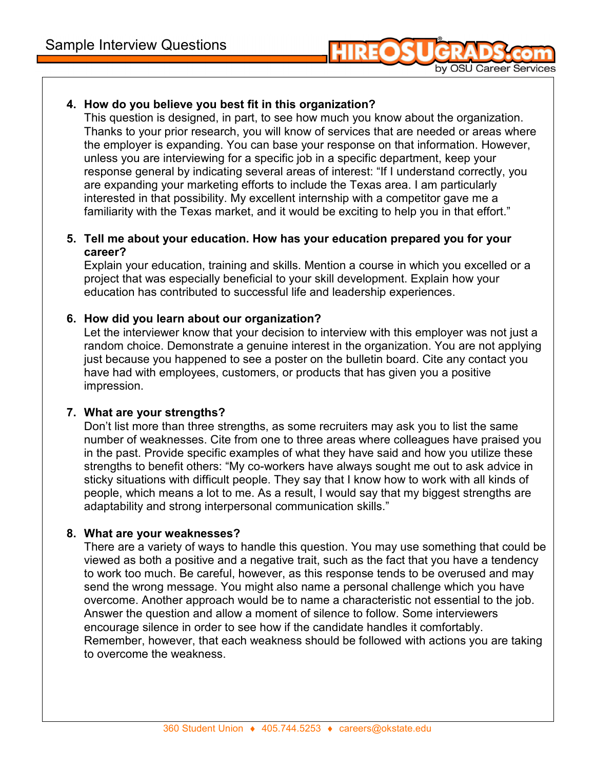4. **How do you believe you best fit in this organization?**
   This question is designed, in part, to see how much you know about the organization. Thanks to your prior research, you will know of services that are needed or areas where the employer is expanding. You can base your response on that information. However, unless you are interviewing for a specific job in a specific department, keep your response general by indicating several areas of interest: "If I understand correctly, you are expanding your marketing efforts to include the Texas area. I am particularly interested in that possibility. My excellent internship with a competitor gave me a familiarity with the Texas market, and it would be exciting to help you in that effort."

5. **Tell me about your education. How has your education prepared you for your career?**
   Explain your education, training and skills. Mention a course in which you excelled or a project that was especially beneficial to your skill development. Explain how your education has contributed to successful life and leadership experiences.

6. **How did you learn about our organization?**
   Let the interviewer know that your decision to interview with this employer was not just a random choice. Demonstrate a genuine interest in the organization. You are not applying just because you happened to see a poster on the bulletin board. Cite any contact you have had with employees, customers, or products that has given you a positive impression.

7. **What are your strengths?**
   Don't list more than three strengths, as some recruiters may ask you to list the same number of weaknesses. Cite from one to three areas where colleagues have praised you in the past. Provide specific examples of what they have said and how you utilize these strengths to benefit others: "My co-workers have always sought me out to ask advice in sticky situations with difficult people. They say that I know how to work with all kinds of people, which means a lot to me. As a result, I would say that my biggest strengths are adaptability and strong interpersonal communication skills."

8. **What are your weaknesses?**
   There are a variety of ways to handle this question. You may use something that could be viewed as both a positive and a negative trait, such as the fact that you have a tendency to work too much. Be careful, however, as this response tends to be overused and may send the wrong message. You might also name a personal challenge which you have overcome. Another approach would be to name a characteristic not essential to the job. Answer the question and allow a moment of silence to follow. Some interviewers encourage silence in order to see how if the candidate handles it comfortably. Remember, however, that each weakness should be followed with actions you are taking to overcome the weakness.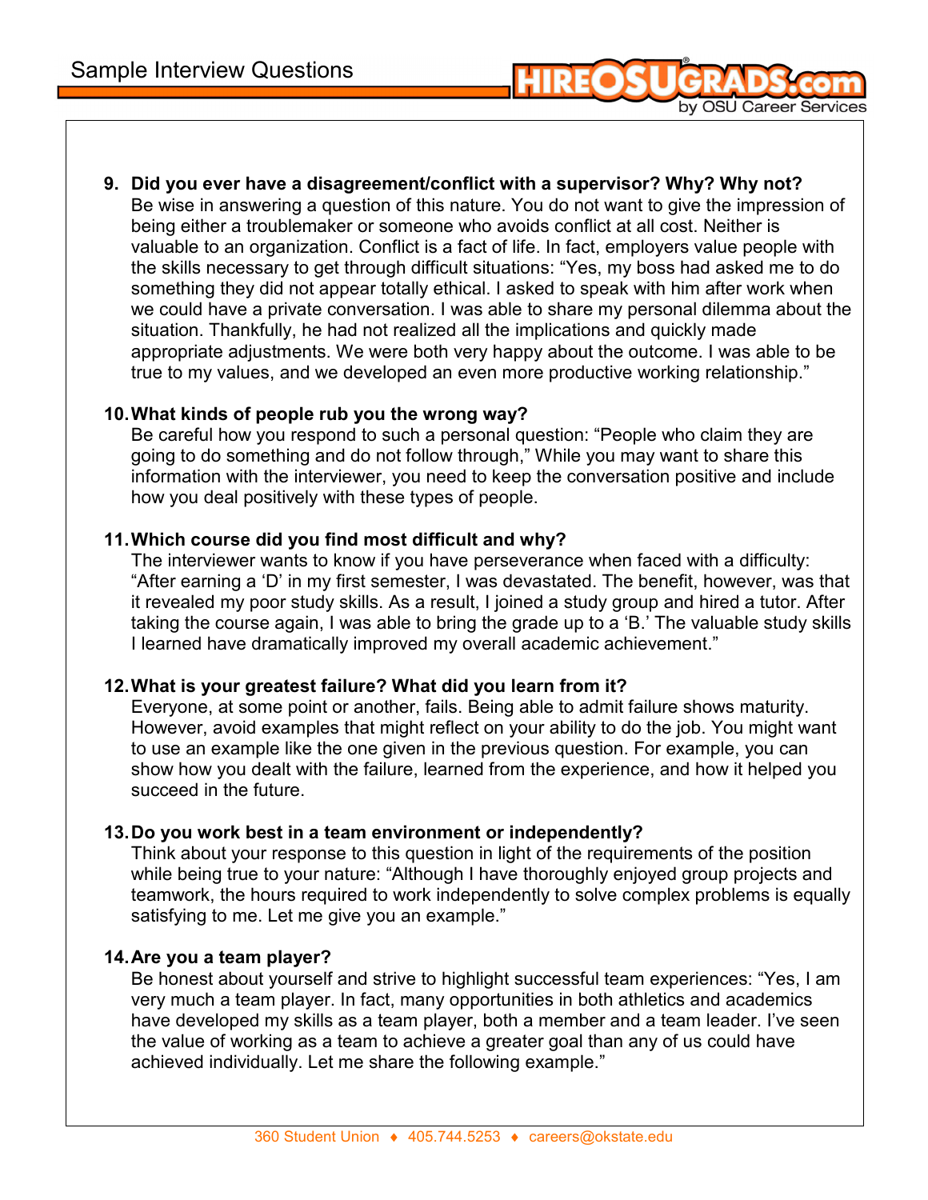9. **Did you ever have a disagreement/conflict with a supervisor? Why? Why not?**
   Be wise in answering a question of this nature. You do not want to give the impression of being either a troublemaker or someone who avoids conflict at all cost. Neither is valuable to an organization. Conflict is a fact of life. In fact, employers value people with the skills necessary to get through difficult situations: "Yes, my boss had asked me to do something they did not appear totally ethical. I asked to speak with him after work when we could have a private conversation. I was able to share my personal dilemma about the situation. Thankfully, he had not realized all the implications and quickly made appropriate adjustments. We were both very happy about the outcome. I was able to be true to my values, and we developed an even more productive working relationship."

10. **What kinds of people rub you the wrong way?**
    Be careful how you respond to such a personal question: "People who claim they are going to do something and do not follow through," While you may want to share this information with the interviewer, you need to keep the conversation positive and include how you deal positively with these types of people.

11. **Which course did you find most difficult and why?**
    The interviewer wants to know if you have perseverance when faced with a difficulty: "After earning a 'D' in my first semester, I was devastated. The benefit, however, was that it revealed my poor study skills. As a result, I joined a study group and hired a tutor. After taking the course again, I was able to bring the grade up to a 'B.' The valuable study skills I learned have dramatically improved my overall academic achievement."

12. **What is your greatest failure? What did you learn from it?**
    Everyone, at some point or another, fails. Being able to admit failure shows maturity. However, avoid examples that might reflect on your ability to do the job. You might want to use an example like the one given in the previous question. For example, you can show how you dealt with the failure, learned from the experience, and how it helped you succeed in the future.

13. **Do you work best in a team environment or independently?**
    Think about your response to this question in light of the requirements of the position while being true to your nature: "Although I have thoroughly enjoyed group projects and teamwork, the hours required to work independently to solve complex problems is equally satisfying to me. Let me give you an example."

14. **Are you a team player?**
    Be honest about yourself and strive to highlight successful team experiences: "Yes, I am very much a team player. In fact, many opportunities in both athletics and academics have developed my skills as a team player, both a member and a team leader. I've seen the value of working as a team to achieve a greater goal than any of us could have achieved individually. Let me share the following example."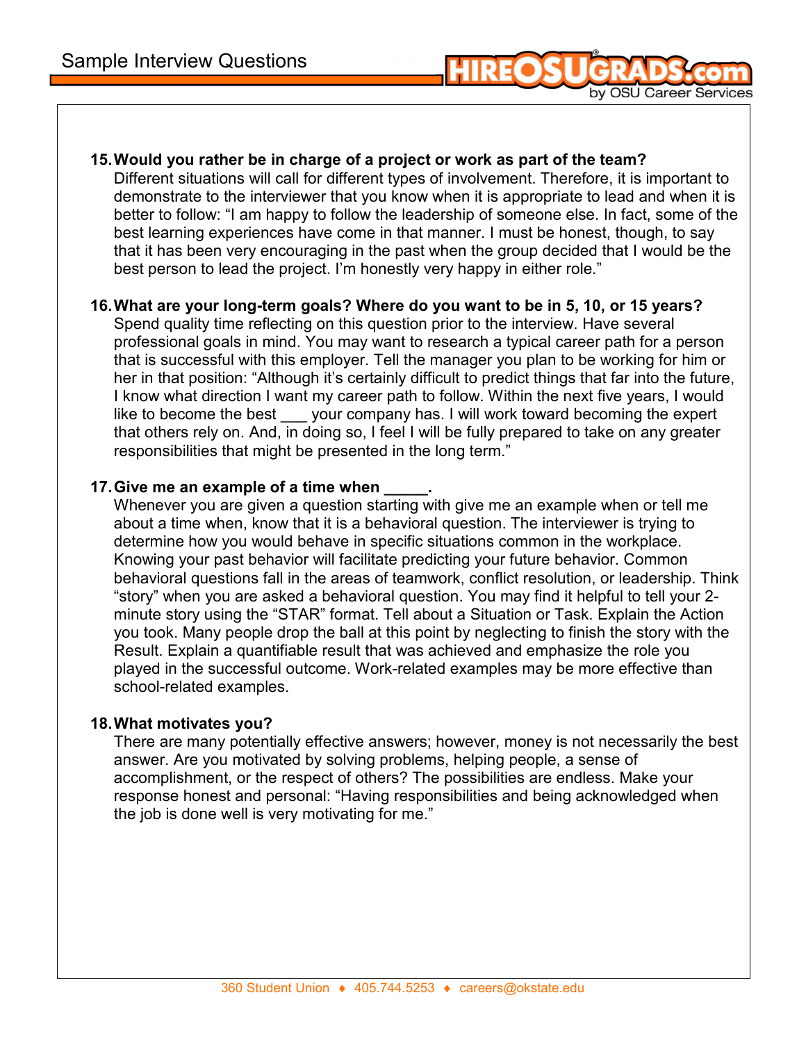**15. Would you rather be in charge of a project or work as part of the team?**
Different situations will call for different types of involvement. Therefore, it is important to demonstrate to the interviewer that you know when it is appropriate to lead and when it is better to follow: "I am happy to follow the leadership of someone else. In fact, some of the best learning experiences have come in that manner. I must be honest, though, to say that it has been very encouraging in the past when the group decided that I would be the best person to lead the project. I'm honestly very happy in either role."

**16. What are your long-term goals? Where do you want to be in 5, 10, or 15 years?**
Spend quality time reflecting on this question prior to the interview. Have several professional goals in mind. You may want to research a typical career path for a person that is successful with this employer. Tell the manager you plan to be working for him or her in that position: "Although it's certainly difficult to predict things that far into the future, I know what direction I want my career path to follow. Within the next five years, I would like to become the best ___ your company has. I will work toward becoming the expert that others rely on. And, in doing so, I feel I will be fully prepared to take on any greater responsibilities that might be presented in the long term."

**17. Give me an example of a time when _____.**
Whenever you are given a question starting with give me an example when or tell me about a time when, know that it is a behavioral question. The interviewer is trying to determine how you would behave in specific situations common in the workplace. Knowing your past behavior will facilitate predicting your future behavior. Common behavioral questions fall in the areas of teamwork, conflict resolution, or leadership. Think "story" when you are asked a behavioral question. You may find it helpful to tell your 2-minute story using the "STAR" format. Tell about a Situation or Task. Explain the Action you took. Many people drop the ball at this point by neglecting to finish the story with the Result. Explain a quantifiable result that was achieved and emphasize the role you played in the successful outcome. Work-related examples may be more effective than school-related examples.

**18. What motivates you?**
There are many potentially effective answers; however, money is not necessarily the best answer. Are you motivated by solving problems, helping people, a sense of accomplishment, or the respect of others? The possibilities are endless. Make your response honest and personal: "Having responsibilities and being acknowledged when the job is done well is very motivating for me."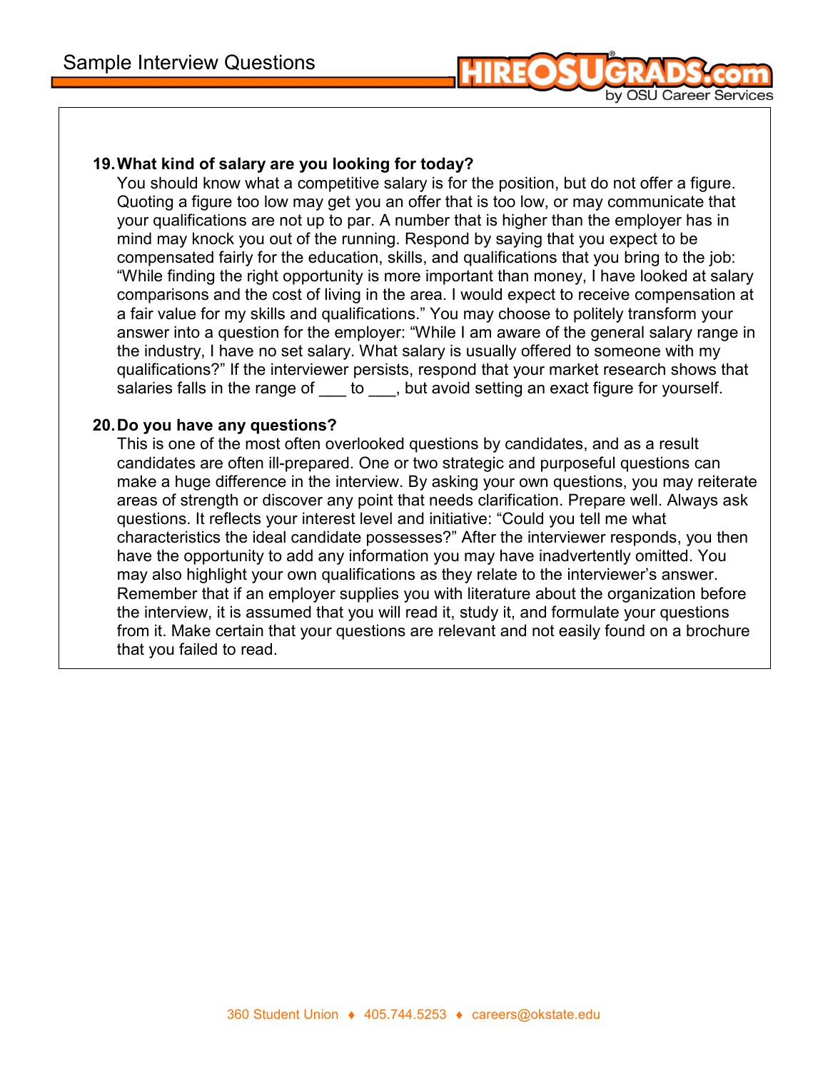**19. What kind of salary are you looking for today?**

You should know what a competitive salary is for the position, but do not offer a figure. Quoting a figure too low may get you an offer that is too low, or may communicate that your qualifications are not up to par. A number that is higher than the employer has in mind may knock you out of the running. Respond by saying that you expect to be compensated fairly for the education, skills, and qualifications that you bring to the job: "While finding the right opportunity is more important than money, I have looked at salary comparisons and the cost of living in the area. I would expect to receive compensation at a fair value for my skills and qualifications." You may choose to politely transform your answer into a question for the employer: "While I am aware of the general salary range in the industry, I have no set salary. What salary is usually offered to someone with my qualifications?" If the interviewer persists, respond that your market research shows that salaries falls in the range of ___ to ___, but avoid setting an exact figure for yourself.

**20. Do you have any questions?**

This is one of the most often overlooked questions by candidates, and as a result candidates are often ill-prepared. One or two strategic and purposeful questions can make a huge difference in the interview. By asking your own questions, you may reiterate areas of strength or discover any point that needs clarification. Prepare well. Always ask questions. It reflects your interest level and initiative: "Could you tell me what characteristics the ideal candidate possesses?" After the interviewer responds, you then have the opportunity to add any information you may have inadvertently omitted. You may also highlight your own qualifications as they relate to the interviewer's answer. Remember that if an employer supplies you with literature about the organization before the interview, it is assumed that you will read it, study it, and formulate your questions from it. Make certain that your questions are relevant and not easily found on a brochure that you failed to read.